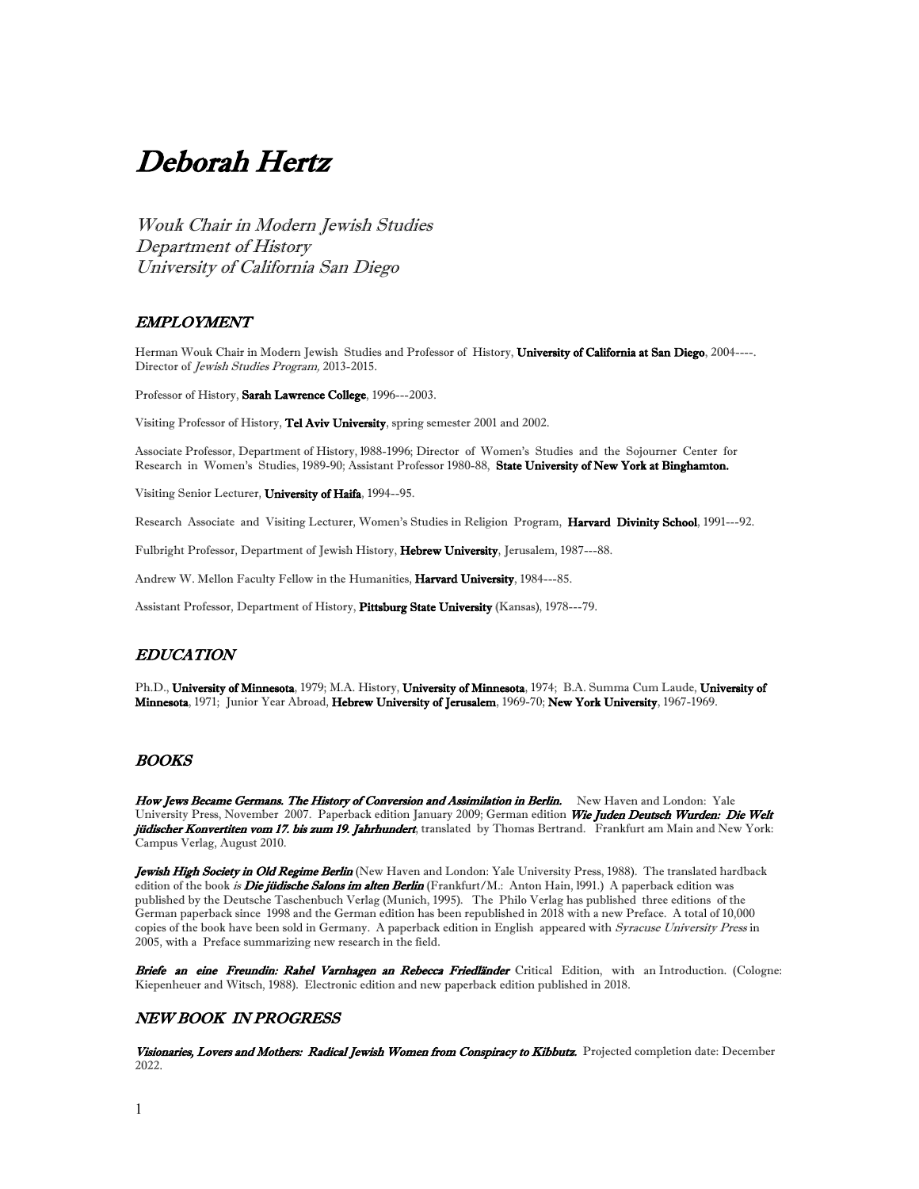# *Deborah Hertz*

*Wouk Chair in Modern Jewish Studies*
*Department of History*
*University of California San Diego*

## *EMPLOYMENT*

Herman Wouk Chair in Modern Jewish Studies and Professor of History, **University of California at San Diego**, 2004----. Director of *Jewish Studies Program,* 2013-2015.

Professor of History, **Sarah Lawrence College**, 1996---2003.

Visiting Professor of History, **Tel Aviv University**, spring semester 2001 and 2002.

Associate Professor, Department of History, 1988-1996; Director of Women's Studies and the Sojourner Center for Research in Women's Studies, 1989-90; Assistant Professor 1980-88, **State University of New York at Binghamton.**

Visiting Senior Lecturer, **University of Haifa**, 1994--95.

Research Associate and Visiting Lecturer, Women's Studies in Religion Program, **Harvard Divinity School**, 1991---92.

Fulbright Professor, Department of Jewish History, **Hebrew University**, Jerusalem, 1987---88.

Andrew W. Mellon Faculty Fellow in the Humanities, **Harvard University**, 1984---85.

Assistant Professor, Department of History, **Pittsburg State University** (Kansas), 1978---79.

## *EDUCATION*

Ph.D., **University of Minnesota**, 1979; M.A. History, **University of Minnesota**, 1974; B.A. Summa Cum Laude, **University of Minnesota**, 1971; Junior Year Abroad, **Hebrew University of Jerusalem**, 1969-70; **New York University**, 1967-1969.

## *BOOKS*

***How Jews Became Germans. The History of Conversion and Assimilation in Berlin.*** New Haven and London: Yale University Press, November 2007. Paperback edition January 2009; German edition ***Wie Juden Deutsch Wurden: Die Welt jüdischer Konvertiten vom 17. bis zum 19. Jahrhundert***, translated by Thomas Bertrand. Frankfurt am Main and New York: Campus Verlag, August 2010.

***Jewish High Society in Old Regime Berlin*** (New Haven and London: Yale University Press, 1988). The translated hardback edition of the book *is* ***Die jüdische Salons im alten Berlin*** (Frankfurt/M.: Anton Hain, 1991.) A paperback edition was published by the Deutsche Taschenbuch Verlag (Munich, 1995). The Philo Verlag has published three editions of the German paperback since 1998 and the German edition has been republished in 2018 with a new Preface. A total of 10,000 copies of the book have been sold in Germany. A paperback edition in English appeared with *Syracuse University Press* in 2005, with a Preface summarizing new research in the field.

***Briefe an eine Freundin: Rahel Varnhagen an Rebecca Friedländer*** Critical Edition, with an Introduction. (Cologne: Kiepenheuer and Witsch, 1988). Electronic edition and new paperback edition published in 2018.

## *NEW BOOK IN PROGRESS*

***Visionaries, Lovers and Mothers: Radical Jewish Women from Conspiracy to Kibbutz.*** Projected completion date: December 2022.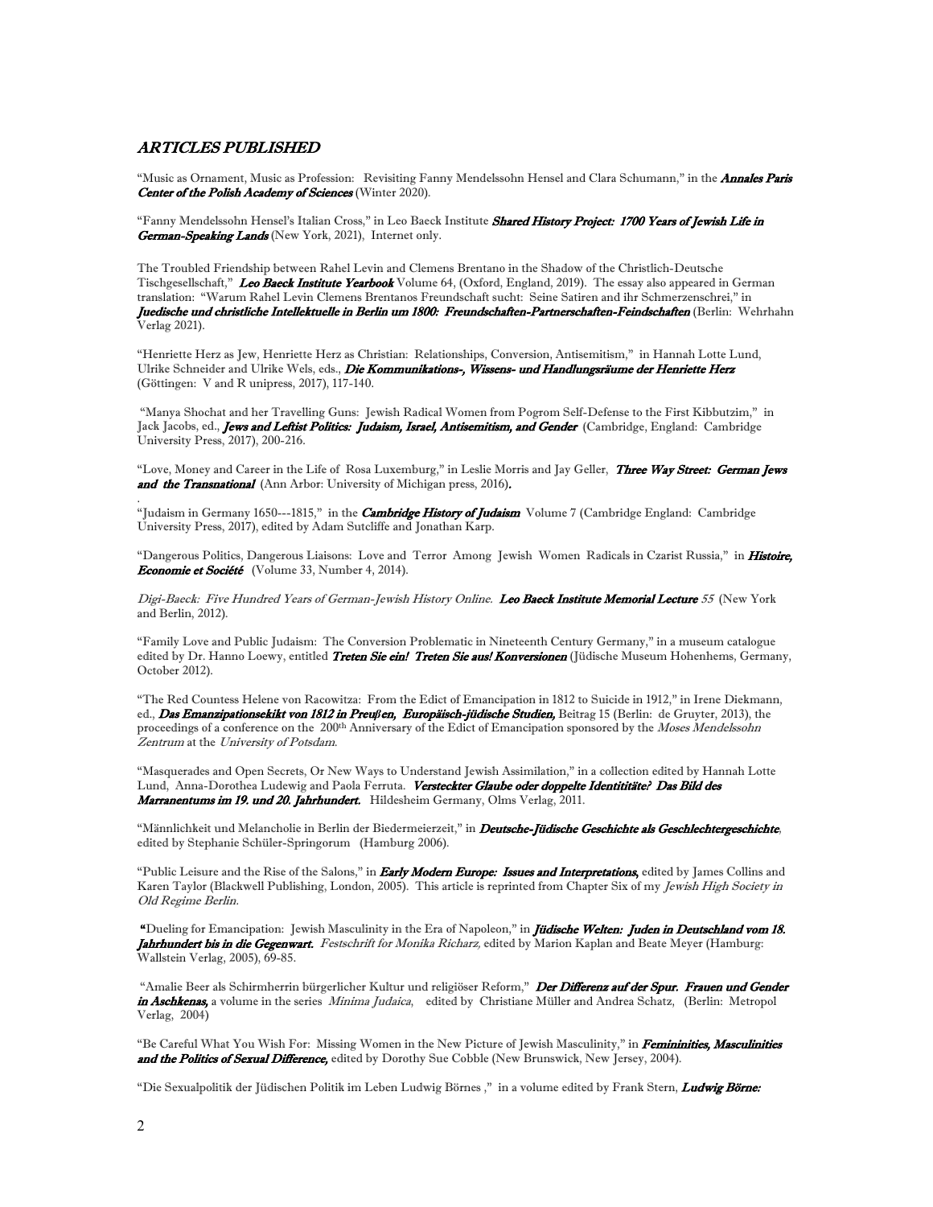## *ARTICLES PUBLISHED*

"Music as Ornament, Music as Profession: Revisiting Fanny Mendelssohn Hensel and Clara Schumann," in the ***Annales Paris Center of the Polish Academy of Sciences*** (Winter 2020).

"Fanny Mendelssohn Hensel's Italian Cross," in Leo Baeck Institute ***Shared History Project: 1700 Years of Jewish Life in German-Speaking Lands*** (New York, 2021), Internet only.

The Troubled Friendship between Rahel Levin and Clemens Brentano in the Shadow of the Christlich-Deutsche Tischgesellschaft," ***Leo Baeck Institute Yearbook*** Volume 64, (Oxford, England, 2019). The essay also appeared in German translation: "Warum Rahel Levin Clemens Brentanos Freundschaft sucht: Seine Satiren and ihr Schmerzenschrei," in ***Juedische und christliche Intellektuelle in Berlin um 1800: Freundschaften-Partnerschaften-Feindschaften*** (Berlin: Wehrhahn Verlag 2021).

"Henriette Herz as Jew, Henriette Herz as Christian: Relationships, Conversion, Antisemitism," in Hannah Lotte Lund, Ulrike Schneider and Ulrike Wels, eds., ***Die Kommunikations-, Wissens- und Handlungsräume der Henriette Herz*** (Göttingen: V and R unipress, 2017), 117-140.

"Manya Shochat and her Travelling Guns: Jewish Radical Women from Pogrom Self-Defense to the First Kibbutzim," in Jack Jacobs, ed., ***Jews and Leftist Politics: Judaism, Israel, Antisemitism, and Gender*** (Cambridge, England: Cambridge University Press, 2017), 200-216.

"Love, Money and Career in the Life of Rosa Luxemburg," in Leslie Morris and Jay Geller, ***Three Way Street: German Jews and the Transnational*** (Ann Arbor: University of Michigan press, 2016).

"Judaism in Germany 1650---1815," in the ***Cambridge History of Judaism*** Volume 7 (Cambridge England: Cambridge University Press, 2017), edited by Adam Sutcliffe and Jonathan Karp.

"Dangerous Politics, Dangerous Liaisons: Love and Terror Among Jewish Women Radicals in Czarist Russia," in ***Histoire, Economie et Société*** (Volume 33, Number 4, 2014).

*Digi-Baeck: Five Hundred Years of German-Jewish History Online.* ***Leo Baeck Institute Memorial Lecture*** *55* (New York and Berlin, 2012).

"Family Love and Public Judaism: The Conversion Problematic in Nineteenth Century Germany," in a museum catalogue edited by Dr. Hanno Loewy, entitled ***Treten Sie ein! Treten Sie aus! Konversionen*** (Jüdische Museum Hohenhems, Germany, October 2012).

"The Red Countess Helene von Racowitza: From the Edict of Emancipation in 1812 to Suicide in 1912," in Irene Diekmann, ed., ***Das Emanzipationsekikt von 1812 in Preuβen, Europäisch-jüdische Studien,*** Beitrag 15 (Berlin: de Gruyter, 2013), the proceedings of a conference on the 200th Anniversary of the Edict of Emancipation sponsored by the *Moses Mendelssohn Zentrum* at the *University of Potsdam.*

"Masquerades and Open Secrets, Or New Ways to Understand Jewish Assimilation," in a collection edited by Hannah Lotte Lund, Anna-Dorothea Ludewig and Paola Ferruta. ***Versteckter Glaube oder doppelte Identititäte? Das Bild des Marranentums im 19. und 20. Jahrhundert.*** Hildesheim Germany, Olms Verlag, 2011.

"Männlichkeit und Melancholie in Berlin der Biedermeierzeit," in ***Deutsche-Jüdische Geschichte als Geschlechtergeschichte***, edited by Stephanie Schüler-Springorum (Hamburg 2006).

"Public Leisure and the Rise of the Salons," in ***Early Modern Europe: Issues and Interpretations,*** edited by James Collins and Karen Taylor (Blackwell Publishing, London, 2005). This article is reprinted from Chapter Six of my *Jewish High Society in Old Regime Berlin.*

"Dueling for Emancipation: Jewish Masculinity in the Era of Napoleon," in ***Jüdische Welten: Juden in Deutschland vom 18. Jahrhundert bis in die Gegenwart.*** *Festschrift for Monika Richarz,* edited by Marion Kaplan and Beate Meyer (Hamburg: Wallstein Verlag, 2005), 69-85.

"Amalie Beer als Schirmherrin bürgerlicher Kultur und religiöser Reform," ***Der Differenz auf der Spur. Frauen und Gender in Aschkenas,*** a volume in the series *Minima Judaica*, edited by Christiane Müller and Andrea Schatz, (Berlin: Metropol Verlag, 2004)

"Be Careful What You Wish For: Missing Women in the New Picture of Jewish Masculinity," in ***Femininities, Masculinities and the Politics of Sexual Difference,*** edited by Dorothy Sue Cobble (New Brunswick, New Jersey, 2004).

"Die Sexualpolitik der Jüdischen Politik im Leben Ludwig Börnes ," in a volume edited by Frank Stern, ***Ludwig Börne:***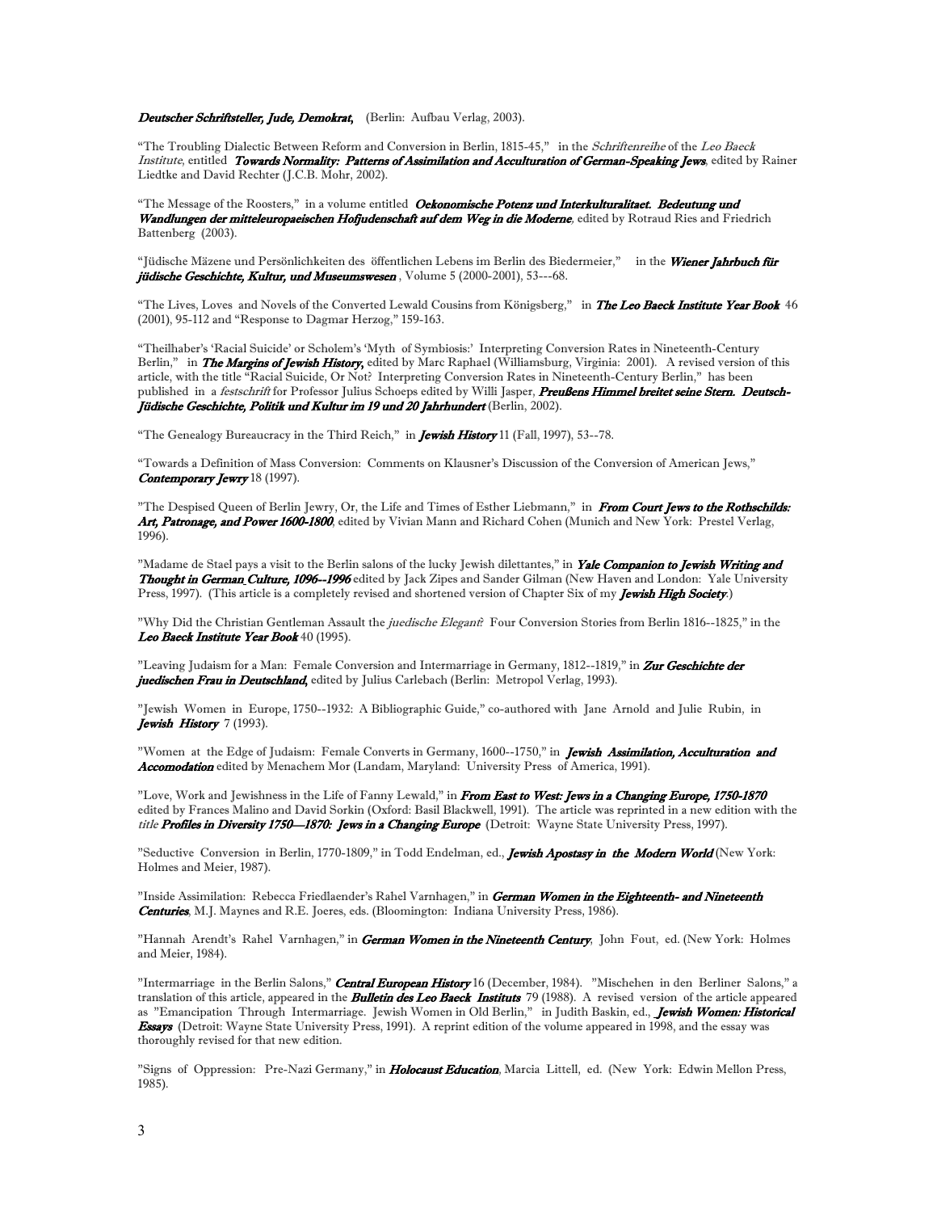***Deutscher Schriftsteller, Jude, Demokrat,*** (Berlin: Aufbau Verlag, 2003).

"The Troubling Dialectic Between Reform and Conversion in Berlin, 1815-45," in the *Schriftenreihe* of the *Leo Baeck Institute*, entitled ***Towards Normality: Patterns of Assimilation and Acculturation of German-Speaking Jews***, edited by Rainer Liedtke and David Rechter (J.C.B. Mohr, 2002).

"The Message of the Roosters," in a volume entitled ***Oekonomische Potenz und Interkulturalitaet. Bedeutung und Wandlungen der mitteleuropaeischen Hofjudenschaft auf dem Weg in die Moderne***, edited by Rotraud Ries and Friedrich Battenberg (2003).

"Jüdische Mäzene und Persönlichkeiten des öffentlichen Lebens im Berlin des Biedermeier," in the ***Wiener Jahrbuch für jüdische Geschichte, Kultur, und Museumswesen***, Volume 5 (2000-2001), 53---68.

"The Lives, Loves and Novels of the Converted Lewald Cousins from Königsberg," in ***The Leo Baeck Institute Year Book*** 46 (2001), 95-112 and "Response to Dagmar Herzog," 159-163.

"Theilhaber's 'Racial Suicide' or Scholem's 'Myth of Symbiosis:' Interpreting Conversion Rates in Nineteenth-Century Berlin," in ***The Margins of Jewish History,*** edited by Marc Raphael (Williamsburg, Virginia: 2001). A revised version of this article, with the title "Racial Suicide, Or Not? Interpreting Conversion Rates in Nineteenth-Century Berlin," has been published in a *festschrift* for Professor Julius Schoeps edited by Willi Jasper, ***Preußens Himmel breitet seine Stern. Deutsch-Jüdische Geschichte, Politik und Kultur im 19 und 20 Jahrhundert*** (Berlin, 2002).

"The Genealogy Bureaucracy in the Third Reich," in ***Jewish History*** 11 (Fall, 1997), 53--78.

"Towards a Definition of Mass Conversion: Comments on Klausner's Discussion of the Conversion of American Jews," ***Contemporary Jewry*** 18 (1997).

"The Despised Queen of Berlin Jewry, Or, the Life and Times of Esther Liebmann," in ***From Court Jews to the Rothschilds: Art, Patronage, and Power 1600-1800***, edited by Vivian Mann and Richard Cohen (Munich and New York: Prestel Verlag, 1996).

"Madame de Stael pays a visit to the Berlin salons of the lucky Jewish dilettantes," in ***Yale Companion to Jewish Writing and Thought in German Culture, 1096--1996*** edited by Jack Zipes and Sander Gilman (New Haven and London: Yale University Press, 1997). (This article is a completely revised and shortened version of Chapter Six of my ***Jewish High Society***.)

"Why Did the Christian Gentleman Assault the *juedische Elegant*? Four Conversion Stories from Berlin 1816--1825," in the ***Leo Baeck Institute Year Book*** 40 (1995).

"Leaving Judaism for a Man: Female Conversion and Intermarriage in Germany, 1812--1819," in ***Zur Geschichte der juedischen Frau in Deutschland,*** edited by Julius Carlebach (Berlin: Metropol Verlag, 1993).

"Jewish Women in Europe, 1750--1932: A Bibliographic Guide," co-authored with Jane Arnold and Julie Rubin, in ***Jewish History*** 7 (1993).

"Women at the Edge of Judaism: Female Converts in Germany, 1600--1750," in ***Jewish Assimilation, Acculturation and Accomodation*** edited by Menachem Mor (Landam, Maryland: University Press of America, 1991).

"Love, Work and Jewishness in the Life of Fanny Lewald," in ***From East to West: Jews in a Changing Europe, 1750-1870*** edited by Frances Malino and David Sorkin (Oxford: Basil Blackwell, 1991). The article was reprinted in a new edition with the *title* ***Profiles in Diversity 1750—1870: Jews in a Changing Europe*** (Detroit: Wayne State University Press, 1997).

"Seductive Conversion in Berlin, 1770-1809," in Todd Endelman, ed., ***Jewish Apostasy in the Modern World*** (New York: Holmes and Meier, 1987).

"Inside Assimilation: Rebecca Friedlaender's Rahel Varnhagen," in ***German Women in the Eighteenth- and Nineteenth Centuries***, M.J. Maynes and R.E. Joeres, eds. (Bloomington: Indiana University Press, 1986).

"Hannah Arendt's Rahel Varnhagen," in ***German Women in the Nineteenth Century***, John Fout, ed. (New York: Holmes and Meier, 1984).

"Intermarriage in the Berlin Salons," ***Central European History*** 16 (December, 1984). "Mischehen in den Berliner Salons," a translation of this article, appeared in the ***Bulletin des Leo Baeck Instituts*** 79 (1988). A revised version of the article appeared as "Emancipation Through Intermarriage. Jewish Women in Old Berlin," in Judith Baskin, ed., ***Jewish Women: Historical Essays*** (Detroit: Wayne State University Press, 1991). A reprint edition of the volume appeared in 1998, and the essay was thoroughly revised for that new edition.

"Signs of Oppression: Pre-Nazi Germany," in ***Holocaust Education***, Marcia Littell, ed. (New York: Edwin Mellon Press, 1985).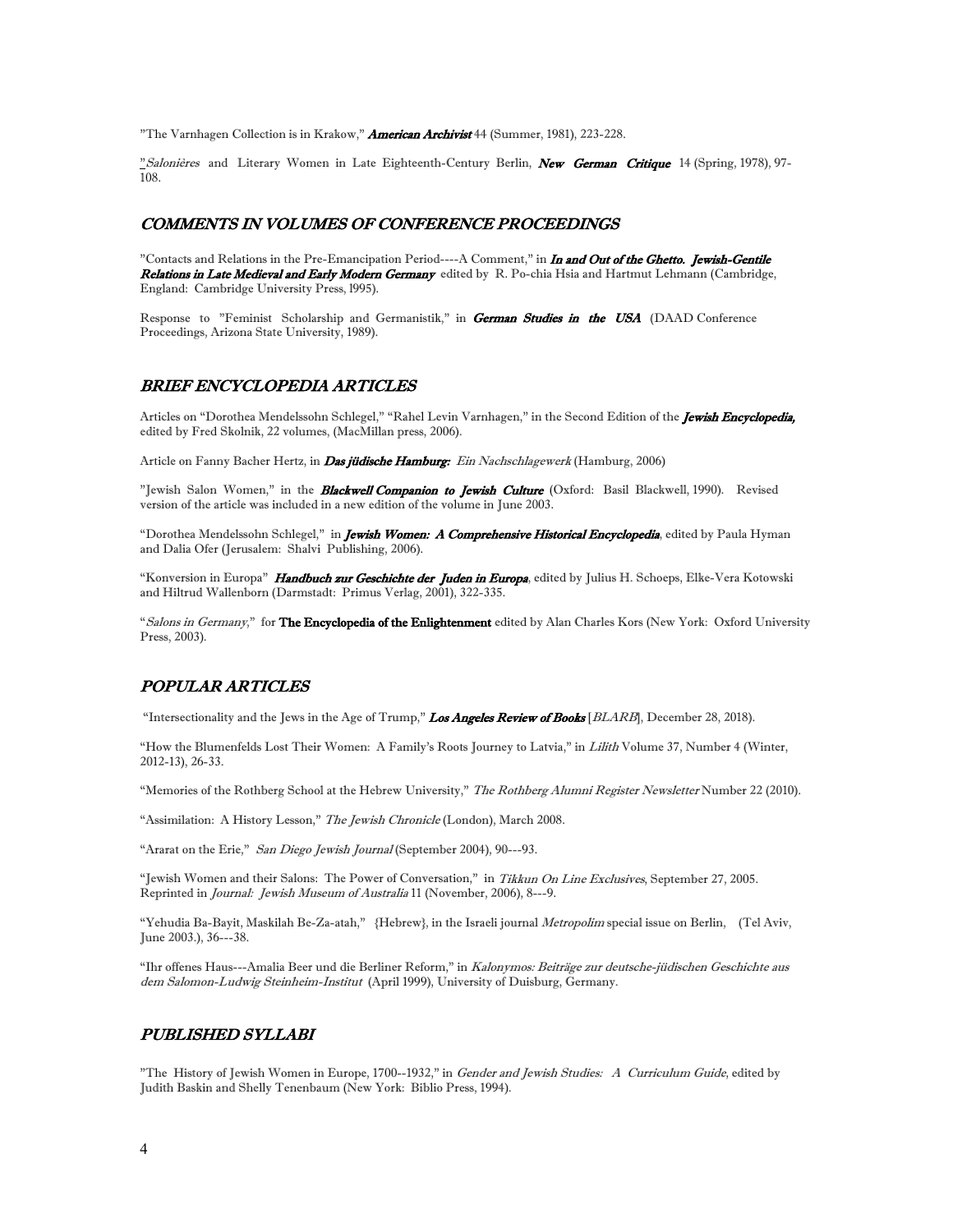"The Varnhagen Collection is in Krakow," ***American Archivist*** 44 (Summer, 1981), 223-228.

"*Salonières* and Literary Women in Late Eighteenth-Century Berlin, ***New German Critique*** 14 (Spring, 1978), 97-108.

## *COMMENTS IN VOLUMES OF CONFERENCE PROCEEDINGS*

"Contacts and Relations in the Pre-Emancipation Period----A Comment," in ***In and Out of the Ghetto. Jewish-Gentile Relations in Late Medieval and Early Modern Germany*** edited by R. Po-chia Hsia and Hartmut Lehmann (Cambridge, England: Cambridge University Press, 1995).

Response to "Feminist Scholarship and Germanistik," in ***German Studies in the USA*** (DAAD Conference Proceedings, Arizona State University, 1989).

## *BRIEF ENCYCLOPEDIA ARTICLES*

Articles on "Dorothea Mendelssohn Schlegel," "Rahel Levin Varnhagen," in the Second Edition of the ***Jewish Encyclopedia,*** edited by Fred Skolnik, 22 volumes, (MacMillan press, 2006).

Article on Fanny Bacher Hertz, in ***Das jüdische Hamburg:*** *Ein Nachschlagewerk* (Hamburg, 2006)

"Jewish Salon Women," in the ***Blackwell Companion to Jewish Culture*** (Oxford: Basil Blackwell, 1990). Revised version of the article was included in a new edition of the volume in June 2003.

"Dorothea Mendelssohn Schlegel," in ***Jewish Women: A Comprehensive Historical Encyclopedia***, edited by Paula Hyman and Dalia Ofer (Jerusalem: Shalvi Publishing, 2006).

"Konversion in Europa" ***Handbuch zur Geschichte der Juden in Europa***, edited by Julius H. Schoeps, Elke-Vera Kotowski and Hiltrud Wallenborn (Darmstadt: Primus Verlag, 2001), 322-335.

"*Salons in Germany*," for **The Encyclopedia of the Enlightenment** edited by Alan Charles Kors (New York: Oxford University Press, 2003).

## *POPULAR ARTICLES*

"Intersectionality and the Jews in the Age of Trump," ***Los Angeles Review of Books*** [*BLARB*], December 28, 2018).

"How the Blumenfelds Lost Their Women: A Family's Roots Journey to Latvia," in *Lilith* Volume 37, Number 4 (Winter, 2012-13), 26-33.

"Memories of the Rothberg School at the Hebrew University," *The Rothberg Alumni Register Newsletter* Number 22 (2010).

"Assimilation: A History Lesson," *The Jewish Chronicle* (London), March 2008.

"Ararat on the Erie," *San Diego Jewish Journal* (September 2004), 90---93.

"Jewish Women and their Salons: The Power of Conversation," in *Tikkun On Line Exclusives*, September 27, 2005. Reprinted in *Journal: Jewish Museum of Australia* 11 (November, 2006), 8---9.

"Yehudia Ba-Bayit, Maskilah Be-Za-atah," {Hebrew}, in the Israeli journal *Metropolim* special issue on Berlin, (Tel Aviv, June 2003.), 36---38.

"Ihr offenes Haus---Amalia Beer und die Berliner Reform," in *Kalonymos: Beiträge zur deutsche-jüdischen Geschichte aus dem Salomon-Ludwig Steinheim-Institut* (April 1999), University of Duisburg, Germany.

## *PUBLISHED SYLLABI*

"The History of Jewish Women in Europe, 1700--1932," in *Gender and Jewish Studies: A Curriculum Guide*, edited by Judith Baskin and Shelly Tenenbaum (New York: Biblio Press, 1994).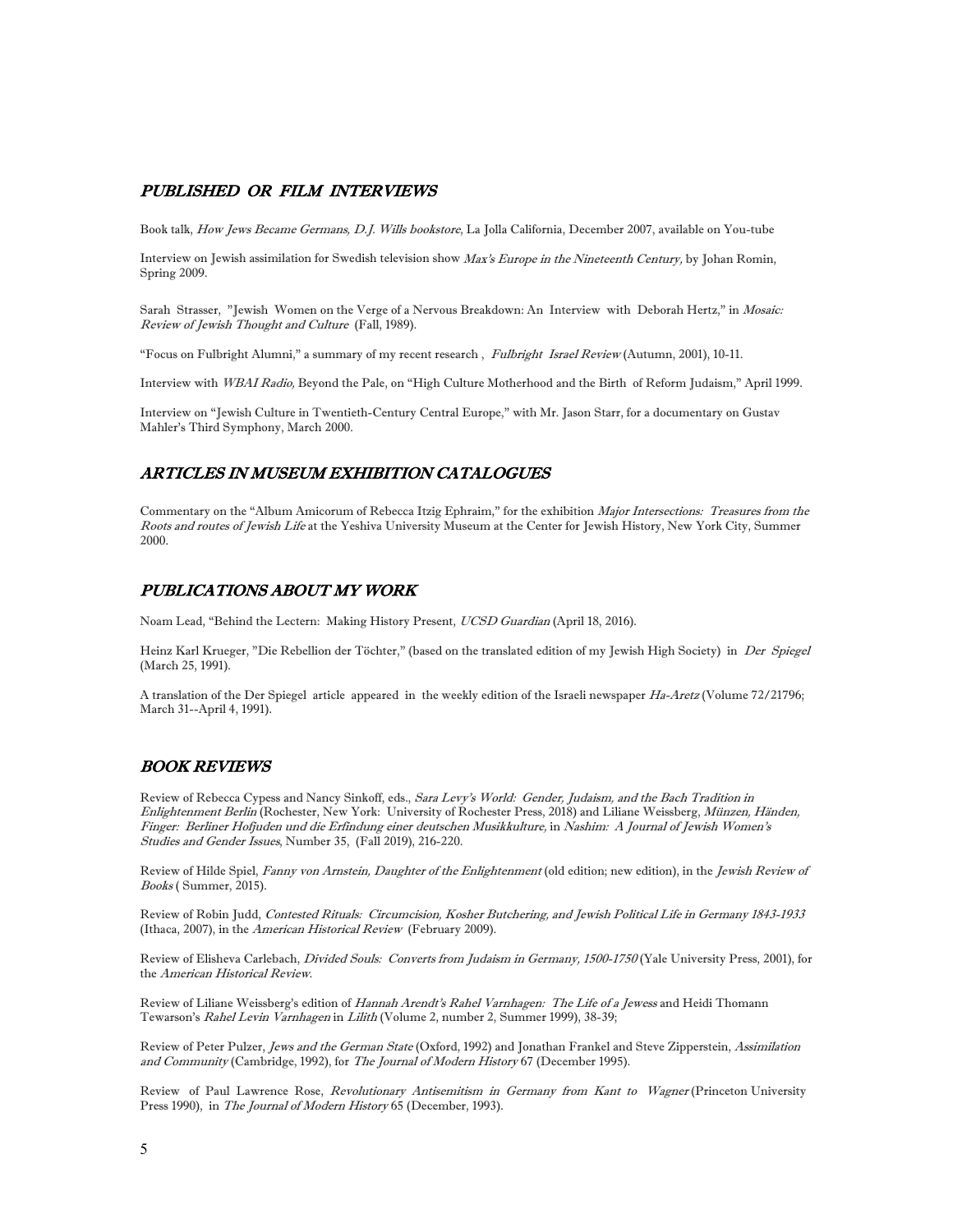## *PUBLISHED OR FILM INTERVIEWS*

Book talk, *How Jews Became Germans, D.J. Wills bookstore*, La Jolla California, December 2007, available on You-tube

Interview on Jewish assimilation for Swedish television show *Max's Europe in the Nineteenth Century,* by Johan Romin, Spring 2009.

Sarah Strasser, "Jewish Women on the Verge of a Nervous Breakdown: An Interview with Deborah Hertz," in *Mosaic: Review of Jewish Thought and Culture* (Fall, 1989).

"Focus on Fulbright Alumni," a summary of my recent research , *Fulbright Israel Review* (Autumn, 2001), 10-11.

Interview with *WBAI Radio,* Beyond the Pale, on "High Culture Motherhood and the Birth of Reform Judaism," April 1999.

Interview on "Jewish Culture in Twentieth-Century Central Europe," with Mr. Jason Starr, for a documentary on Gustav Mahler's Third Symphony, March 2000.

## *ARTICLES IN MUSEUM EXHIBITION CATALOGUES*

Commentary on the "Album Amicorum of Rebecca Itzig Ephraim," for the exhibition *Major Intersections: Treasures from the Roots and routes of Jewish Life* at the Yeshiva University Museum at the Center for Jewish History, New York City, Summer 2000.

## *PUBLICATIONS ABOUT MY WORK*

Noam Lead, "Behind the Lectern: Making History Present, *UCSD Guardian* (April 18, 2016).

Heinz Karl Krueger, "Die Rebellion der Töchter," (based on the translated edition of my Jewish High Society) in *Der Spiegel* (March 25, 1991).

A translation of the Der Spiegel article appeared in the weekly edition of the Israeli newspaper *Ha-Aretz* (Volume 72/21796; March 31--April 4, 1991).

## *BOOK REVIEWS*

Review of Rebecca Cypess and Nancy Sinkoff, eds., *Sara Levy's World: Gender, Judaism, and the Bach Tradition in Enlightenment Berlin* (Rochester, New York: University of Rochester Press, 2018) and Liliane Weissberg, *Münzen, Händen, Finger: Berliner Hofjuden und die Erfindung einer deutschen Musikkulture,* in *Nashim: A Journal of Jewish Women's Studies and Gender Issues*, Number 35, (Fall 2019), 216-220.

Review of Hilde Spiel, *Fanny von Arnstein, Daughter of the Enlightenment* (old edition; new edition), in the *Jewish Review of Books* ( Summer, 2015).

Review of Robin Judd, *Contested Rituals: Circumcision, Kosher Butchering, and Jewish Political Life in Germany 1843-1933* (Ithaca, 2007), in the *American Historical Review* (February 2009).

Review of Elisheva Carlebach, *Divided Souls: Converts from Judaism in Germany, 1500-1750* (Yale University Press, 2001), for the *American Historical Review*.

Review of Liliane Weissberg's edition of *Hannah Arendt's Rahel Varnhagen: The Life of a Jewess* and Heidi Thomann Tewarson's *Rahel Levin Varnhagen* in *Lilith* (Volume 2, number 2, Summer 1999), 38-39;

Review of Peter Pulzer, *Jews and the German State* (Oxford, 1992) and Jonathan Frankel and Steve Zipperstein, *Assimilation and Community* (Cambridge, 1992), for *The Journal of Modern History* 67 (December 1995).

Review of Paul Lawrence Rose, *Revolutionary Antisemitism in Germany from Kant to Wagner* (Princeton University Press 1990), in *The Journal of Modern History* 65 (December, 1993).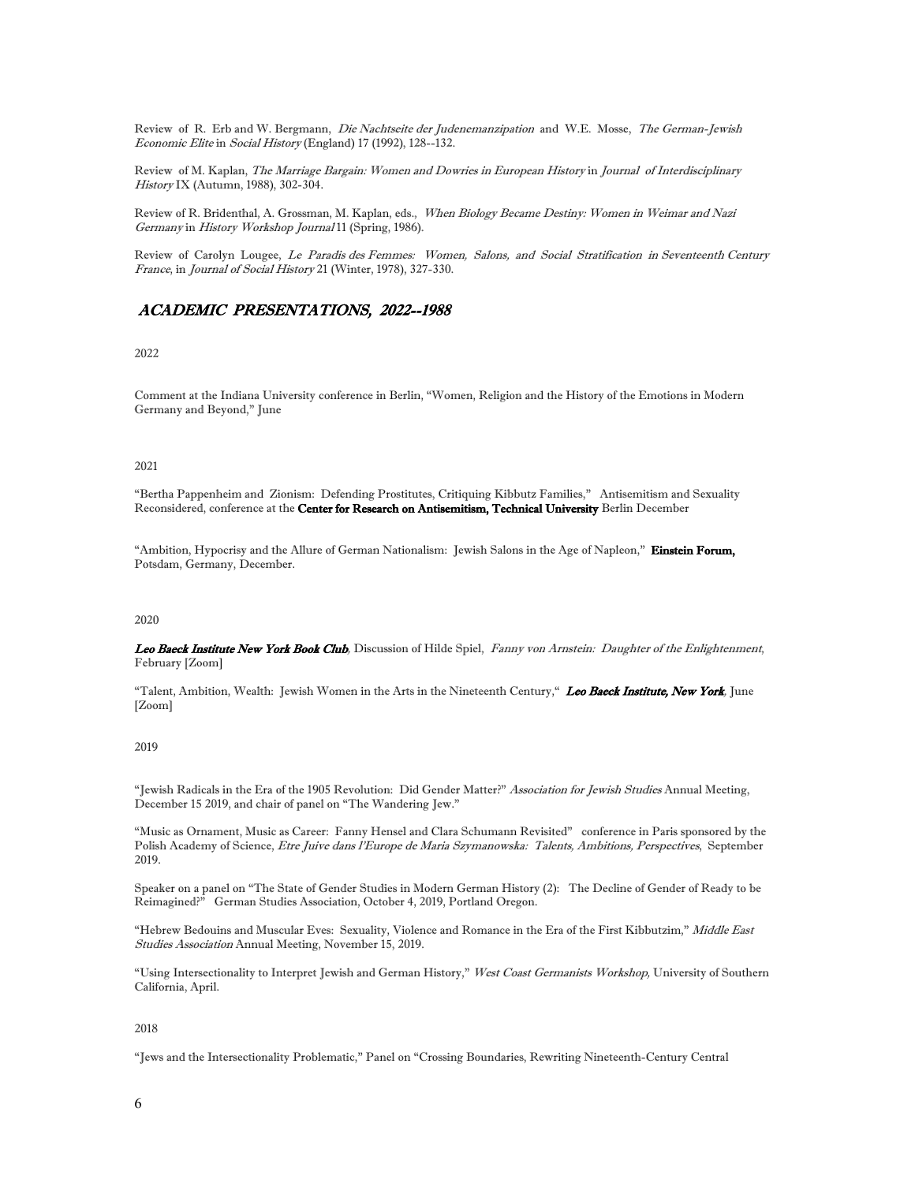Review of R. Erb and W. Bergmann, *Die Nachtseite der Judenemanzipation* and W.E. Mosse, *The German-Jewish Economic Elite* in *Social History* (England) 17 (1992), 128--132.

Review of M. Kaplan, *The Marriage Bargain: Women and Dowries in European History* in *Journal of Interdisciplinary History* IX (Autumn, 1988), 302-304.

Review of R. Bridenthal, A. Grossman, M. Kaplan, eds., *When Biology Became Destiny: Women in Weimar and Nazi Germany* in *History Workshop Journal* 11 (Spring, 1986).

Review of Carolyn Lougee, *Le Paradis des Femmes: Women, Salons, and Social Stratification in Seventeenth Century France*, in *Journal of Social History* 21 (Winter, 1978), 327-330.

## *ACADEMIC PRESENTATIONS, 2022--1988*

2022

Comment at the Indiana University conference in Berlin, "Women, Religion and the History of the Emotions in Modern Germany and Beyond," June

2021

"Bertha Pappenheim and Zionism: Defending Prostitutes, Critiquing Kibbutz Families," Antisemitism and Sexuality Reconsidered, conference at the **Center for Research on Antisemitism, Technical University** Berlin December

"Ambition, Hypocrisy and the Allure of German Nationalism: Jewish Salons in the Age of Napleon," **Einstein Forum,** Potsdam, Germany, December.

2020

***Leo Baeck Institute New York Book Club***, Discussion of Hilde Spiel, *Fanny von Arnstein: Daughter of the Enlightenment*, February [Zoom]

"Talent, Ambition, Wealth: Jewish Women in the Arts in the Nineteenth Century," ***Leo Baeck Institute, New York***, June [Zoom]

2019

"Jewish Radicals in the Era of the 1905 Revolution: Did Gender Matter?" *Association for Jewish Studies* Annual Meeting, December 15 2019, and chair of panel on "The Wandering Jew."

"Music as Ornament, Music as Career: Fanny Hensel and Clara Schumann Revisited" conference in Paris sponsored by the Polish Academy of Science, *Etre Juive dans l'Europe de Maria Szymanowska: Talents, Ambitions, Perspectives*, September 2019.

Speaker on a panel on "The State of Gender Studies in Modern German History (2): The Decline of Gender of Ready to be Reimagined?" German Studies Association, October 4, 2019, Portland Oregon.

"Hebrew Bedouins and Muscular Eves: Sexuality, Violence and Romance in the Era of the First Kibbutzim," *Middle East Studies Association* Annual Meeting, November 15, 2019.

"Using Intersectionality to Interpret Jewish and German History," *West Coast Germanists Workshop,* University of Southern California, April.

2018

"Jews and the Intersectionality Problematic," Panel on "Crossing Boundaries, Rewriting Nineteenth-Century Central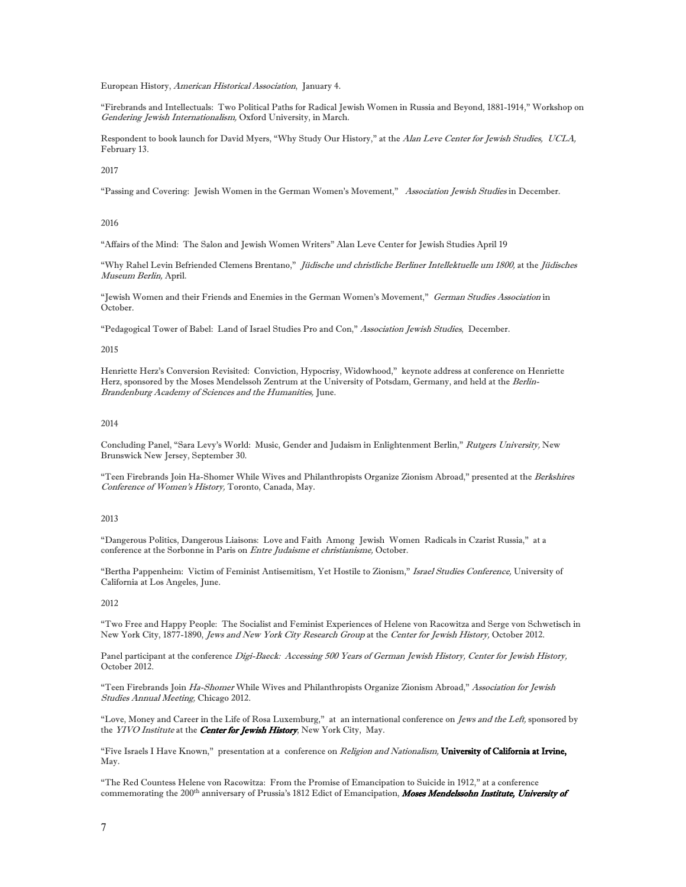European History, *American Historical Association*, January 4.

"Firebrands and Intellectuals: Two Political Paths for Radical Jewish Women in Russia and Beyond, 1881-1914," Workshop on *Gendering Jewish Internationalism*, Oxford University, in March.

Respondent to book launch for David Myers, "Why Study Our History," at the *Alan Leve Center for Jewish Studies, UCLA,* February 13.

2017

"Passing and Covering: Jewish Women in the German Women's Movement," *Association Jewish Studies* in December.

2016

"Affairs of the Mind: The Salon and Jewish Women Writers" Alan Leve Center for Jewish Studies April 19

"Why Rahel Levin Befriended Clemens Brentano," *Jüdische und christliche Berliner Intellektuelle um 1800,* at the *Jüdisches Museum Berlin,* April.

"Jewish Women and their Friends and Enemies in the German Women's Movement," *German Studies Association* in October.

"Pedagogical Tower of Babel: Land of Israel Studies Pro and Con," *Association Jewish Studies*, December.

2015

Henriette Herz's Conversion Revisited: Conviction, Hypocrisy, Widowhood," keynote address at conference on Henriette Herz, sponsored by the Moses Mendelssoh Zentrum at the University of Potsdam, Germany, and held at the *Berlin-Brandenburg Academy of Sciences and the Humanities,* June.

2014

Concluding Panel, "Sara Levy's World: Music, Gender and Judaism in Enlightenment Berlin," *Rutgers University,* New Brunswick New Jersey, September 30.

"Teen Firebrands Join Ha-Shomer While Wives and Philanthropists Organize Zionism Abroad," presented at the *Berkshires Conference of Women's History,* Toronto, Canada, May.

2013

"Dangerous Politics, Dangerous Liaisons: Love and Faith Among Jewish Women Radicals in Czarist Russia," at a conference at the Sorbonne in Paris on *Entre Judaisme et christianisme,* October.

"Bertha Pappenheim: Victim of Feminist Antisemitism, Yet Hostile to Zionism," *Israel Studies Conference,* University of California at Los Angeles, June.

2012

"Two Free and Happy People: The Socialist and Feminist Experiences of Helene von Racowitza and Serge von Schwetisch in New York City, 1877-1890, *Jews and New York City Research Group* at the *Center for Jewish History,* October 2012.

Panel participant at the conference *Digi-Baeck: Accessing 500 Years of German Jewish History, Center for Jewish History,* October 2012.

"Teen Firebrands Join *Ha-Shomer* While Wives and Philanthropists Organize Zionism Abroad," *Association for Jewish Studies Annual Meeting,* Chicago 2012.

"Love, Money and Career in the Life of Rosa Luxemburg," at an international conference on *Jews and the Left,* sponsored by the *YIVO Institute* at the ***Center for Jewish History***, New York City, May.

"Five Israels I Have Known," presentation at a conference on *Religion and Nationalism,* **University of California at Irvine,** May.

"The Red Countess Helene von Racowitza: From the Promise of Emancipation to Suicide in 1912," at a conference commemorating the 200th anniversary of Prussia's 1812 Edict of Emancipation, ***Moses Mendelssohn Institute, University of***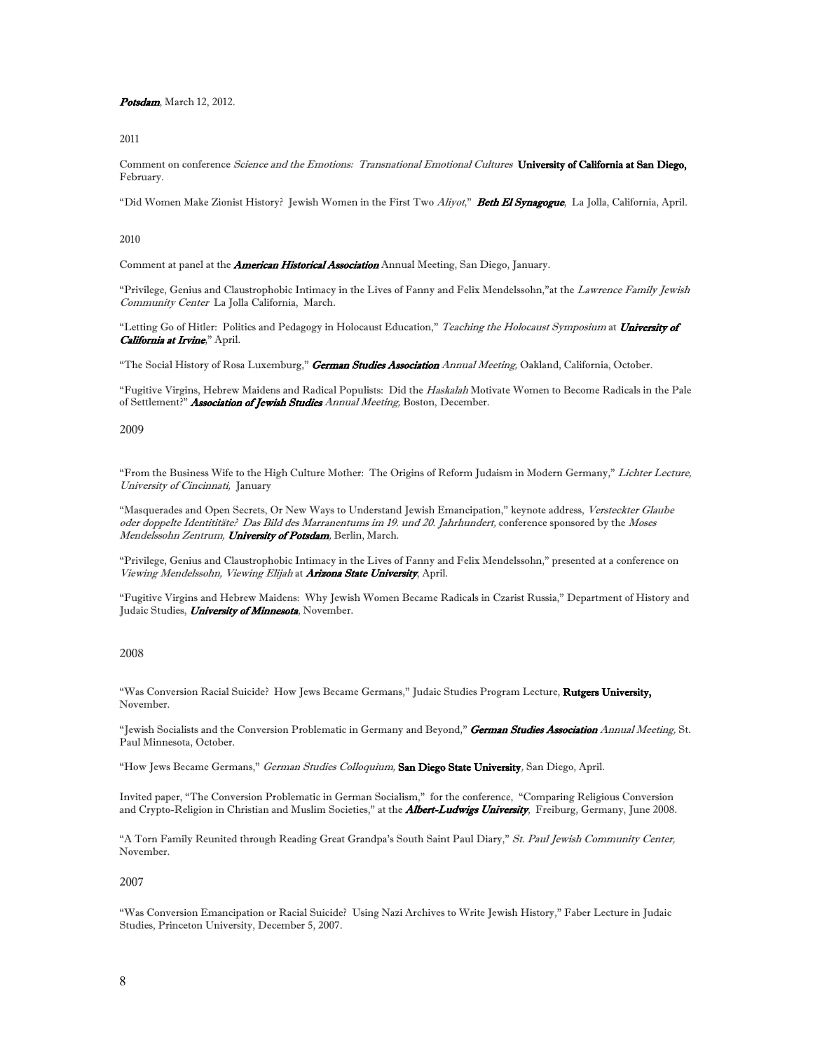***Potsdam***, March 12, 2012.

2011

Comment on conference *Science and the Emotions: Transnational Emotional Cultures* **University of California at San Diego,** February.

"Did Women Make Zionist History? Jewish Women in the First Two *Aliyot*," ***Beth El Synagogue***, La Jolla, California, April.

2010

Comment at panel at the ***American Historical Association*** Annual Meeting, San Diego, January.

"Privilege, Genius and Claustrophobic Intimacy in the Lives of Fanny and Felix Mendelssohn,"at the *Lawrence Family Jewish Community Center* La Jolla California, March.

"Letting Go of Hitler: Politics and Pedagogy in Holocaust Education," *Teaching the Holocaust Symposium* at ***University of California at Irvine***," April.

"The Social History of Rosa Luxemburg," ***German Studies Association*** *Annual Meeting,* Oakland, California, October.

"Fugitive Virgins, Hebrew Maidens and Radical Populists: Did the *Haskalah* Motivate Women to Become Radicals in the Pale of Settlement?" ***Association of Jewish Studies*** *Annual Meeting,* Boston, December.

2009

"From the Business Wife to the High Culture Mother: The Origins of Reform Judaism in Modern Germany," *Lichter Lecture, University of Cincinnati,* January

"Masquerades and Open Secrets, Or New Ways to Understand Jewish Emancipation," keynote address, *Versteckter Glaube oder doppelte Identititäte? Das Bild des Marranentums im 19. und 20. Jahrhundert,* conference sponsored by the *Moses Mendelssohn Zentrum,* ***University of Potsdam***, Berlin, March.

"Privilege, Genius and Claustrophobic Intimacy in the Lives of Fanny and Felix Mendelssohn," presented at a conference on *Viewing Mendelssohn, Viewing Elijah* at ***Arizona State University***, April.

"Fugitive Virgins and Hebrew Maidens: Why Jewish Women Became Radicals in Czarist Russia," Department of History and Judaic Studies, ***University of Minnesota***, November.

2008

"Was Conversion Racial Suicide? How Jews Became Germans," Judaic Studies Program Lecture, **Rutgers University,** November.

"Jewish Socialists and the Conversion Problematic in Germany and Beyond," ***German Studies Association*** *Annual Meeting,* St. Paul Minnesota, October.

"How Jews Became Germans," *German Studies Colloquium,* **San Diego State University**, San Diego, April.

Invited paper, "The Conversion Problematic in German Socialism," for the conference, "Comparing Religious Conversion and Crypto-Religion in Christian and Muslim Societies," at the ***Albert-Ludwigs University***, Freiburg, Germany, June 2008.

"A Torn Family Reunited through Reading Great Grandpa's South Saint Paul Diary," *St. Paul Jewish Community Center,* November.

2007

"Was Conversion Emancipation or Racial Suicide? Using Nazi Archives to Write Jewish History," Faber Lecture in Judaic Studies, Princeton University, December 5, 2007.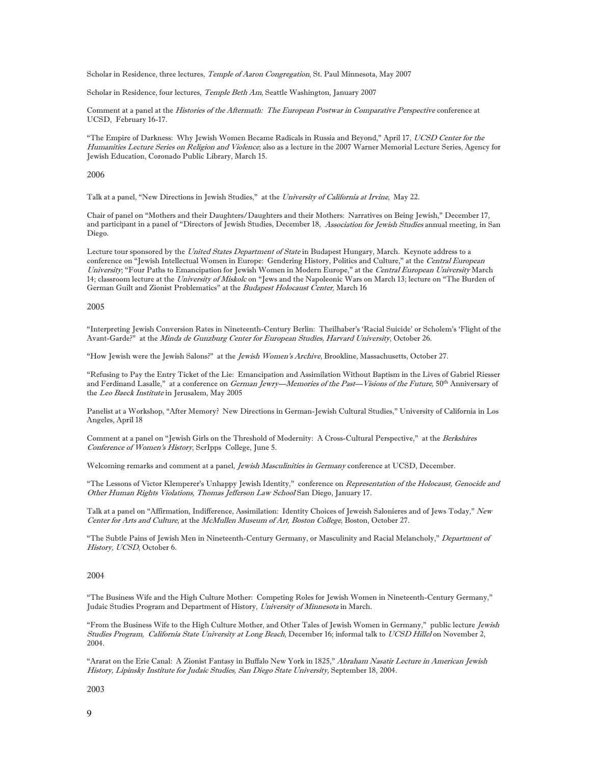Scholar in Residence, three lectures, *Temple of Aaron Congregation*, St. Paul Minnesota, May 2007

Scholar in Residence, four lectures, *Temple Beth Am*, Seattle Washington, January 2007

Comment at a panel at the *Histories of the Aftermath: The European Postwar in Comparative Perspective* conference at UCSD, February 16-17.

"The Empire of Darkness: Why Jewish Women Became Radicals in Russia and Beyond," April 17, *UCSD Center for the Humanities Lecture Series on Religion and Violence*; also as a lecture in the 2007 Warner Memorial Lecture Series, Agency for Jewish Education, Coronado Public Library, March 15.

2006

Talk at a panel, "New Directions in Jewish Studies," at the *University of California at Irvine*, May 22.

Chair of panel on "Mothers and their Daughters/Daughters and their Mothers: Narratives on Being Jewish," December 17, and participant in a panel of "Directors of Jewish Studies, December 18, *Association for Jewish Studies* annual meeting, in San Diego.

Lecture tour sponsored by the *United States Department of State* in Budapest Hungary, March. Keynote address to a conference on "Jewish Intellectual Women in Europe: Gendering History, Politics and Culture," at the *Central European University*; "Four Paths to Emancipation for Jewish Women in Modern Europe," at the *Central European University* March 14; classroom lecture at the *University of Miskolc* on "Jews and the Napoleonic Wars on March 13; lecture on "The Burden of German Guilt and Zionist Problematics" at the *Budapest Holocaust Center,* March 16

2005

"Interpreting Jewish Conversion Rates in Nineteenth-Century Berlin: Theilhaber's 'Racial Suicide' or Scholem's 'Flight of the Avant-Garde?" at the *Minda de Gunzburg Center for European Studies, Harvard University*, October 26.

"How Jewish were the Jewish Salons?" at the *Jewish Women's Archive*, Brookline, Massachusetts, October 27.

"Refusing to Pay the Entry Ticket of the Lie: Emancipation and Assimilation Without Baptism in the Lives of Gabriel Riesser and Ferdinand Lasalle," at a conference on *German Jewry—Memories of the Past—Visions of the Future,* 50th Anniversary of the *Leo Baeck Institute* in Jerusalem, May 2005

Panelist at a Workshop, "After Memory? New Directions in German-Jewish Cultural Studies," University of California in Los Angeles, April 18

Comment at a panel on "Jewish Girls on the Threshold of Modernity: A Cross-Cultural Perspective," at the *Berkshires Conference of Women's History*, ScrIpps College, June 5.

Welcoming remarks and comment at a panel, *Jewish Masculinities in Germany* conference at UCSD, December.

"The Lessons of Victor Klemperer's Unhappy Jewish Identity," conference on *Representation of the Holocaust, Genocide and Other Human Rights Violations, Thomas Jefferson Law School* San Diego, January 17.

Talk at a panel on "Affirmation, Indifference, Assimilation: Identity Choices of Jeweish Salonieres and of Jews Today," *New Center for Arts and Culture,* at the *McMullen Museum of Art, Boston College*, Boston, October 27.

"The Subtle Pains of Jewish Men in Nineteenth-Century Germany, or Masculinity and Racial Melancholy," *Department of History, UCSD*, October 6.

2004

"The Business Wife and the High Culture Mother: Competing Roles for Jewish Women in Nineteenth-Century Germany," Judaic Studies Program and Department of History, *University of Minnesota* in March.

"From the Business Wife to the High Culture Mother, and Other Tales of Jewish Women in Germany," public lecture *Jewish Studies Program, California State University at Long Beach*, December 16; informal talk to *UCSD Hillel* on November 2, 2004.

"Ararat on the Erie Canal: A Zionist Fantasy in Buffalo New York in 1825," *Abraham Nasatir Lecture in American Jewish History, Lipinsky Institute for Judaic Studies, San Diego State University,* September 18, 2004.

2003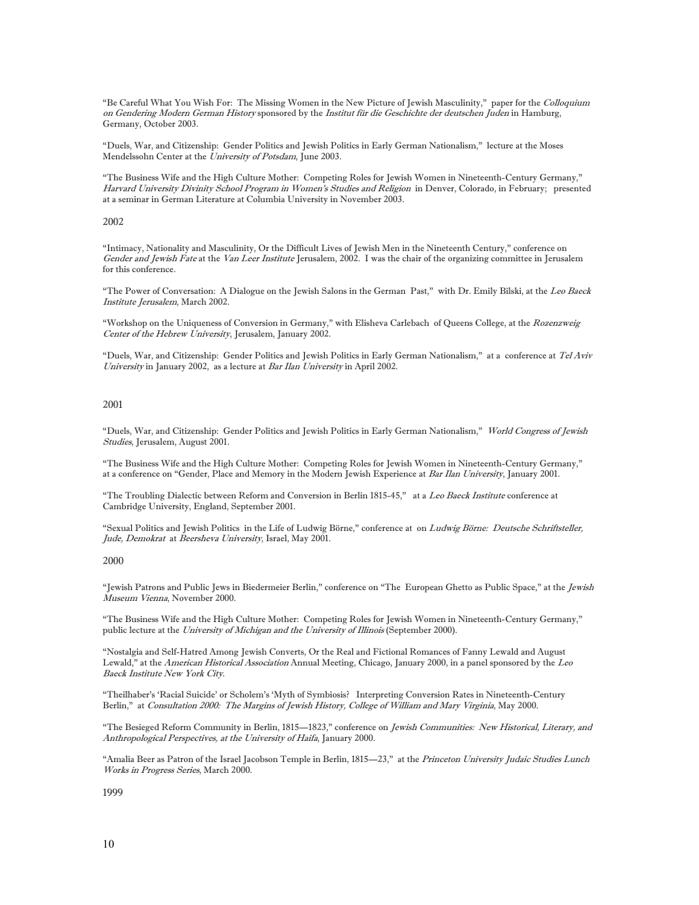"Be Careful What You Wish For: The Missing Women in the New Picture of Jewish Masculinity," paper for the *Colloquium on Gendering Modern German History* sponsored by the *Institut für die Geschichte der deutschen Juden* in Hamburg, Germany, October 2003.

"Duels, War, and Citizenship: Gender Politics and Jewish Politics in Early German Nationalism," lecture at the Moses Mendelssohn Center at the *University of Potsdam*, June 2003.

"The Business Wife and the High Culture Mother: Competing Roles for Jewish Women in Nineteenth-Century Germany," *Harvard University Divinity School Program in Women's Studies and Religion* in Denver, Colorado, in February; presented at a seminar in German Literature at Columbia University in November 2003.

2002

"Intimacy, Nationality and Masculinity, Or the Difficult Lives of Jewish Men in the Nineteenth Century," conference on *Gender and Jewish Fate* at the *Van Leer Institute* Jerusalem, 2002. I was the chair of the organizing committee in Jerusalem for this conference.

"The Power of Conversation: A Dialogue on the Jewish Salons in the German Past," with Dr. Emily Bilski, at the *Leo Baeck Institute Jerusalem*, March 2002.

"Workshop on the Uniqueness of Conversion in Germany," with Elisheva Carlebach of Queens College, at the *Rozenzweig Center of the Hebrew University*, Jerusalem, January 2002.

"Duels, War, and Citizenship: Gender Politics and Jewish Politics in Early German Nationalism," at a conference at *Tel Aviv University* in January 2002, as a lecture at *Bar Ilan University* in April 2002.

2001

"Duels, War, and Citizenship: Gender Politics and Jewish Politics in Early German Nationalism," *World Congress of Jewish Studies*, Jerusalem, August 2001.

"The Business Wife and the High Culture Mother: Competing Roles for Jewish Women in Nineteenth-Century Germany," at a conference on "Gender, Place and Memory in the Modern Jewish Experience at *Bar Ilan University*, January 2001.

"The Troubling Dialectic between Reform and Conversion in Berlin 1815-45," at a *Leo Baeck Institute* conference at Cambridge University, England, September 2001.

"Sexual Politics and Jewish Politics in the Life of Ludwig Börne," conference at on *Ludwig Börne: Deutsche Schriftsteller, Jude, Demokrat* at *Beersheva University*, Israel, May 2001.

2000

"Jewish Patrons and Public Jews in Biedermeier Berlin," conference on "The European Ghetto as Public Space," at the *Jewish Museum Vienna*, November 2000.

"The Business Wife and the High Culture Mother: Competing Roles for Jewish Women in Nineteenth-Century Germany," public lecture at the *University of Michigan and the University of Illinois* (September 2000).

"Nostalgia and Self-Hatred Among Jewish Converts, Or the Real and Fictional Romances of Fanny Lewald and August Lewald," at the *American Historical Association* Annual Meeting, Chicago, January 2000, in a panel sponsored by the *Leo Baeck Institute New York City*.

"Theilhaber's 'Racial Suicide' or Scholem's 'Myth of Symbiosis? Interpreting Conversion Rates in Nineteenth-Century Berlin," at *Consultation 2000: The Margins of Jewish History, College of William and Mary Virginia*, May 2000.

"The Besieged Reform Community in Berlin, 1815—1823," conference on *Jewish Communities: New Historical, Literary, and Anthropological Perspectives, at the University of Haifa*, January 2000.

"Amalia Beer as Patron of the Israel Jacobson Temple in Berlin, 1815—23," at the *Princeton University Judaic Studies Lunch Works in Progress Series*, March 2000.

1999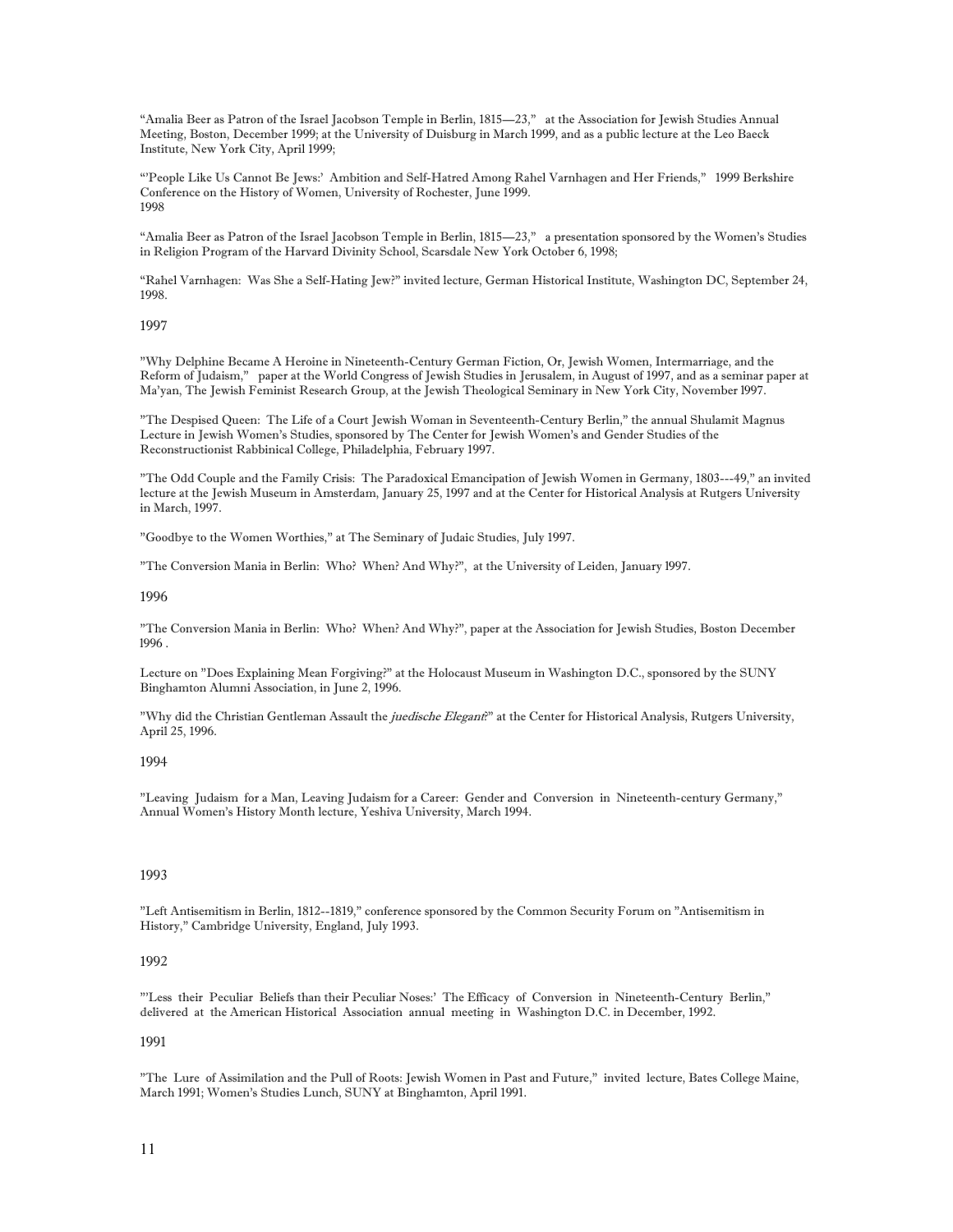"Amalia Beer as Patron of the Israel Jacobson Temple in Berlin, 1815—23," at the Association for Jewish Studies Annual Meeting, Boston, December 1999; at the University of Duisburg in March 1999, and as a public lecture at the Leo Baeck Institute, New York City, April 1999;

"'People Like Us Cannot Be Jews:' Ambition and Self-Hatred Among Rahel Varnhagen and Her Friends," 1999 Berkshire Conference on the History of Women, University of Rochester, June 1999.

1998

"Amalia Beer as Patron of the Israel Jacobson Temple in Berlin, 1815—23," a presentation sponsored by the Women's Studies in Religion Program of the Harvard Divinity School, Scarsdale New York October 6, 1998;

"Rahel Varnhagen: Was She a Self-Hating Jew?" invited lecture, German Historical Institute, Washington DC, September 24, 1998.

1997

"Why Delphine Became A Heroine in Nineteenth-Century German Fiction, Or, Jewish Women, Intermarriage, and the Reform of Judaism," paper at the World Congress of Jewish Studies in Jerusalem, in August of 1997, and as a seminar paper at Ma'yan, The Jewish Feminist Research Group, at the Jewish Theological Seminary in New York City, November 1997.

"The Despised Queen: The Life of a Court Jewish Woman in Seventeenth-Century Berlin," the annual Shulamit Magnus Lecture in Jewish Women's Studies, sponsored by The Center for Jewish Women's and Gender Studies of the Reconstructionist Rabbinical College, Philadelphia, February 1997.

"The Odd Couple and the Family Crisis: The Paradoxical Emancipation of Jewish Women in Germany, 1803---49," an invited lecture at the Jewish Museum in Amsterdam, January 25, 1997 and at the Center for Historical Analysis at Rutgers University in March, 1997.

"Goodbye to the Women Worthies," at The Seminary of Judaic Studies, July 1997.

"The Conversion Mania in Berlin: Who? When? And Why?", at the University of Leiden, January 1997.

1996

"The Conversion Mania in Berlin: Who? When? And Why?", paper at the Association for Jewish Studies, Boston December 1996 .

Lecture on "Does Explaining Mean Forgiving?" at the Holocaust Museum in Washington D.C., sponsored by the SUNY Binghamton Alumni Association, in June 2, 1996.

"Why did the Christian Gentleman Assault the *juedische Elegant*?" at the Center for Historical Analysis, Rutgers University, April 25, 1996.

1994

"Leaving Judaism for a Man, Leaving Judaism for a Career: Gender and Conversion in Nineteenth-century Germany," Annual Women's History Month lecture, Yeshiva University, March 1994.

1993

"Left Antisemitism in Berlin, 1812--1819," conference sponsored by the Common Security Forum on "Antisemitism in History," Cambridge University, England, July 1993.

1992

"'Less their Peculiar Beliefs than their Peculiar Noses:' The Efficacy of Conversion in Nineteenth-Century Berlin," delivered at the American Historical Association annual meeting in Washington D.C. in December, 1992.

1991

"The Lure of Assimilation and the Pull of Roots: Jewish Women in Past and Future," invited lecture, Bates College Maine, March 1991; Women's Studies Lunch, SUNY at Binghamton, April 1991.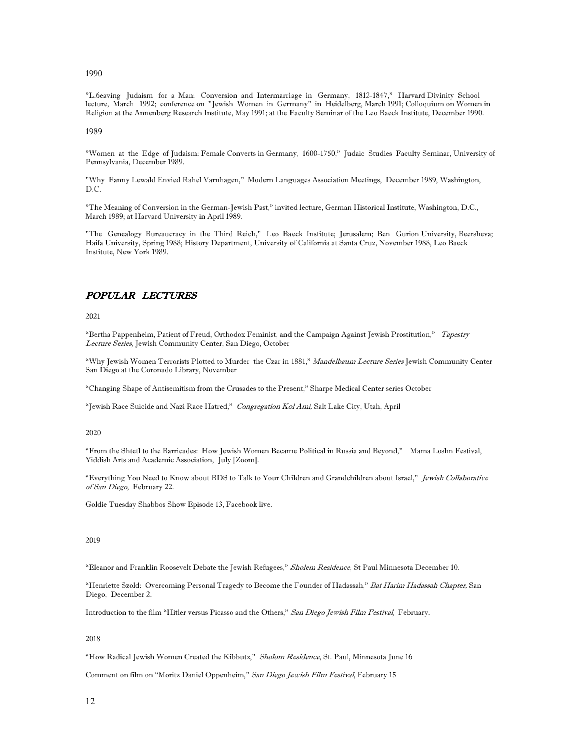1990

"L.6eaving Judaism for a Man: Conversion and Intermarriage in Germany, 1812-1847," Harvard Divinity School lecture, March 1992; conference on "Jewish Women in Germany" in Heidelberg, March 1991; Colloquium on Women in Religion at the Annenberg Research Institute, May 1991; at the Faculty Seminar of the Leo Baeck Institute, December 1990.

1989

"Women at the Edge of Judaism: Female Converts in Germany, 1600-1750," Judaic Studies Faculty Seminar, University of Pennsylvania, December 1989.

"Why Fanny Lewald Envied Rahel Varnhagen," Modern Languages Association Meetings, December 1989, Washington, D.C.

"The Meaning of Conversion in the German-Jewish Past," invited lecture, German Historical Institute, Washington, D.C., March 1989; at Harvard University in April 1989.

"The Genealogy Bureaucracy in the Third Reich," Leo Baeck Institute; Jerusalem; Ben Gurion University, Beersheva; Haifa University, Spring 1988; History Department, University of California at Santa Cruz, November 1988, Leo Baeck Institute, New York 1989.

## *POPULAR LECTURES*

2021

"Bertha Pappenheim, Patient of Freud, Orthodox Feminist, and the Campaign Against Jewish Prostitution," *Tapestry Lecture Series,* Jewish Community Center, San Diego, October

"Why Jewish Women Terrorists Plotted to Murder the Czar in 1881," *Mandelbaum Lecture Series* Jewish Community Center San Diego at the Coronado Library, November

"Changing Shape of Antisemitism from the Crusades to the Present," Sharpe Medical Center series October

"Jewish Race Suicide and Nazi Race Hatred," *Congregation Kol Ami,* Salt Lake City, Utah, April

2020

"From the Shtetl to the Barricades: How Jewish Women Became Political in Russia and Beyond," Mama Loshn Festival, Yiddish Arts and Academic Association, July [Zoom].

"Everything You Need to Know about BDS to Talk to Your Children and Grandchildren about Israel," *Jewish Collaborative of San Diego*, February 22.

Goldie Tuesday Shabbos Show Episode 13, Facebook live.

2019

"Eleanor and Franklin Roosevelt Debate the Jewish Refugees," *Sholem Residence*, St Paul Minnesota December 10.

"Henriette Szold: Overcoming Personal Tragedy to Become the Founder of Hadassah," *Bat Harim Hadassah Chapter,* San Diego, December 2.

Introduction to the film "Hitler versus Picasso and the Others," *San Diego Jewish Film Festival,* February.

2018

"How Radical Jewish Women Created the Kibbutz," *Sholom Residence*, St. Paul, Minnesota June 16

Comment on film on "Moritz Daniel Oppenheim," *San Diego Jewish Film Festival*, February 15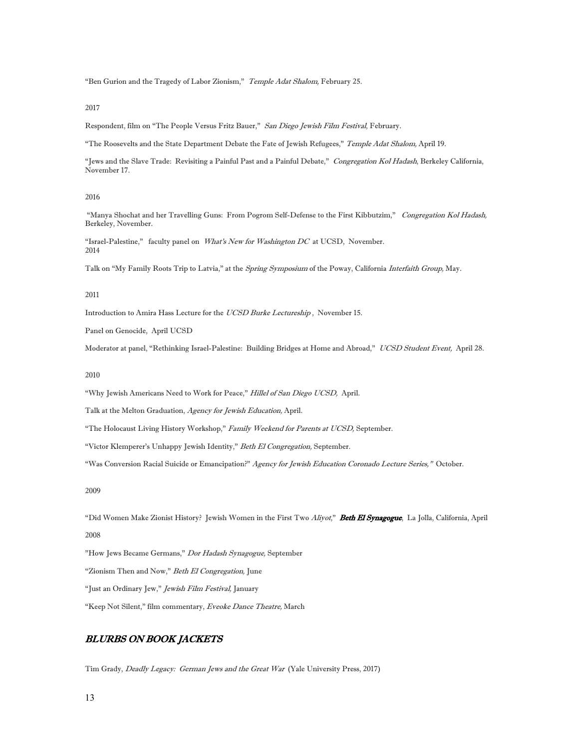"Ben Gurion and the Tragedy of Labor Zionism," *Temple Adat Shalom,* February 25.

2017

Respondent, film on "The People Versus Fritz Bauer," *San Diego Jewish Film Festival*, February.

"The Roosevelts and the State Department Debate the Fate of Jewish Refugees," *Temple Adat Shalom,* April 19.

"Jews and the Slave Trade: Revisiting a Painful Past and a Painful Debate," *Congregation Kol Hadash*, Berkeley California, November 17.

2016

"Manya Shochat and her Travelling Guns: From Pogrom Self-Defense to the First Kibbutzim," *Congregation Kol Hadash,* Berkeley, November.

"Israel-Palestine," faculty panel on *What's New for Washington DC* at UCSD, November.

2014

Talk on "My Family Roots Trip to Latvia," at the *Spring Symposium* of the Poway, California *Interfaith Group,* May.

2011

Introduction to Amira Hass Lecture for the *UCSD Burke Lectureship* , November 15.

Panel on Genocide, April UCSD

Moderator at panel, "Rethinking Israel-Palestine: Building Bridges at Home and Abroad," *UCSD Student Event,* April 28.

2010

"Why Jewish Americans Need to Work for Peace," *Hillel of San Diego UCSD,* April.

Talk at the Melton Graduation, *Agency for Jewish Education,* April.

"The Holocaust Living History Workshop," *Family Weekend for Parents at UCSD,* September.

"Victor Klemperer's Unhappy Jewish Identity," *Beth El Congregation,* September.

"Was Conversion Racial Suicide or Emancipation?" *Agency for Jewish Education Coronado Lecture Series,"* October.

2009

"Did Women Make Zionist History? Jewish Women in the First Two *Aliyot*," ***Beth El Synagogue***, La Jolla, California, April

2008

"How Jews Became Germans," *Dor Hadash Synagogue,* September

"Zionism Then and Now," *Beth El Congregation,* June

"Just an Ordinary Jew," *Jewish Film Festival,* January

"Keep Not Silent," film commentary, *Eveoke Dance Theatre,* March

## *BLURBS ON BOOK JACKETS*

Tim Grady, *Deadly Legacy: German Jews and the Great War* (Yale University Press, 2017)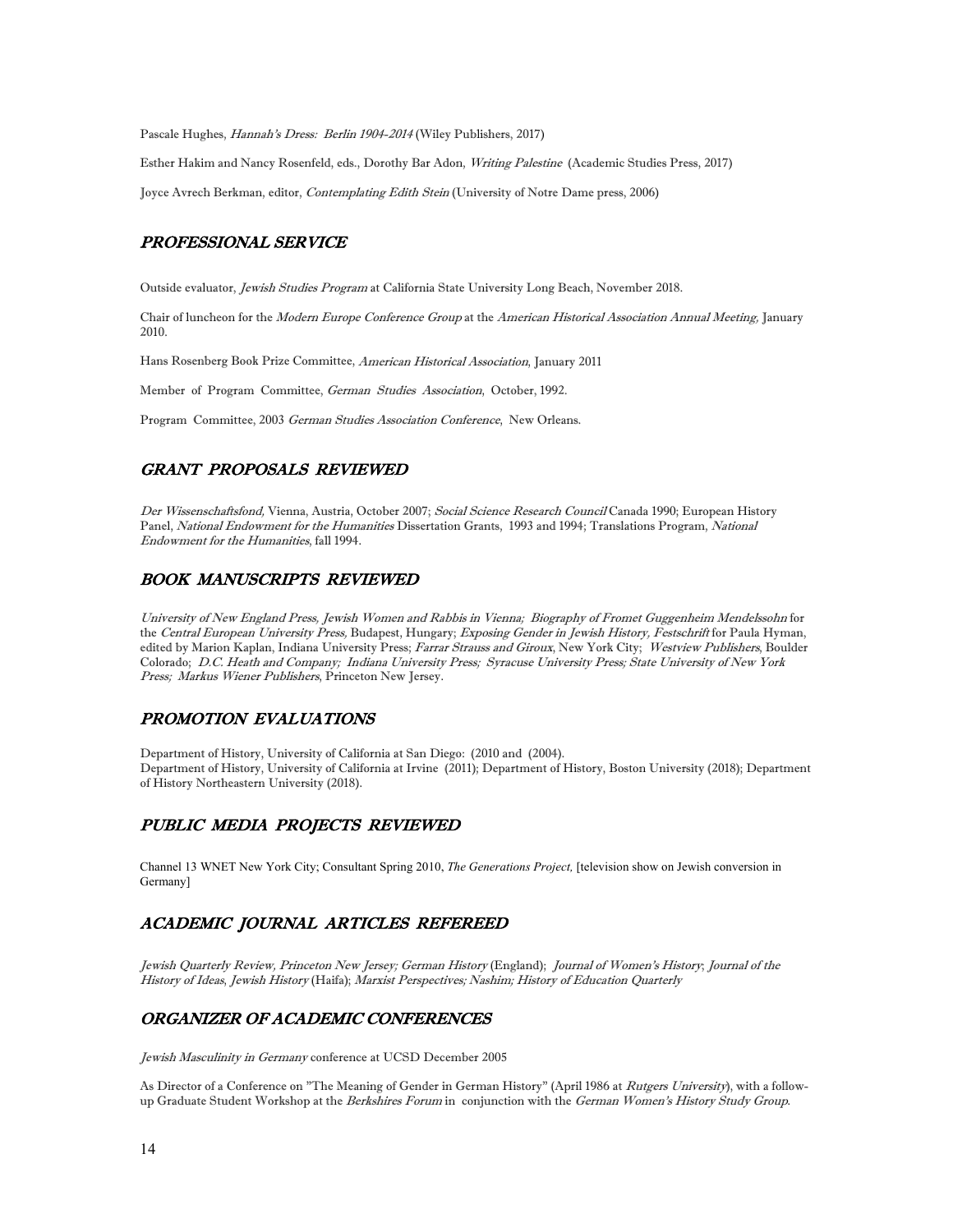Pascale Hughes, *Hannah's Dress: Berlin 1904-2014* (Wiley Publishers, 2017)

Esther Hakim and Nancy Rosenfeld, eds., Dorothy Bar Adon, *Writing Palestine* (Academic Studies Press, 2017)

Joyce Avrech Berkman, editor, *Contemplating Edith Stein* (University of Notre Dame press, 2006)

## *PROFESSIONAL SERVICE*

Outside evaluator, *Jewish Studies Program* at California State University Long Beach, November 2018.

Chair of luncheon for the *Modern Europe Conference Group* at the *American Historical Association Annual Meeting,* January 2010.

Hans Rosenberg Book Prize Committee, *American Historical Association*, January 2011

Member of Program Committee, *German Studies Association*, October, 1992.

Program Committee, 2003 *German Studies Association Conference*, New Orleans.

## *GRANT PROPOSALS REVIEWED*

*Der Wissenschaftsfond,* Vienna, Austria, October 2007; *Social Science Research Council* Canada 1990; European History Panel, *National Endowment for the Humanities* Dissertation Grants, 1993 and 1994; Translations Program, *National Endowment for the Humanities*, fall 1994.

## *BOOK MANUSCRIPTS REVIEWED*

*University of New England Press, Jewish Women and Rabbis in Vienna; Biography of Fromet Guggenheim Mendelssohn* for the *Central European University Press,* Budapest, Hungary; *Exposing Gender in Jewish History, Festschrift* for Paula Hyman, edited by Marion Kaplan, Indiana University Press; *Farrar Strauss and Giroux*, New York City; *Westview Publishers*, Boulder Colorado; *D.C. Heath and Company; Indiana University Press; Syracuse University Press; State University of New York Press; Markus Wiener Publishers*, Princeton New Jersey.

## *PROMOTION EVALUATIONS*

Department of History, University of California at San Diego: (2010 and (2004).
Department of History, University of California at Irvine (2011); Department of History, Boston University (2018); Department of History Northeastern University (2018).

## *PUBLIC MEDIA PROJECTS REVIEWED*

Channel 13 WNET New York City; Consultant Spring 2010, *The Generations Project,* [television show on Jewish conversion in Germany]

## *ACADEMIC JOURNAL ARTICLES REFEREED*

*Jewish Quarterly Review, Princeton New Jersey; German History* (England); *Journal of Women's History*; *Journal of the History of Ideas*, *Jewish History* (Haifa); *Marxist Perspectives; Nashim; History of Education Quarterly*

## *ORGANIZER OF ACADEMIC CONFERENCES*

*Jewish Masculinity in Germany* conference at UCSD December 2005

As Director of a Conference on "The Meaning of Gender in German History" (April 1986 at *Rutgers University*), with a follow-up Graduate Student Workshop at the *Berkshires Forum* in conjunction with the *German Women's History Study Group*.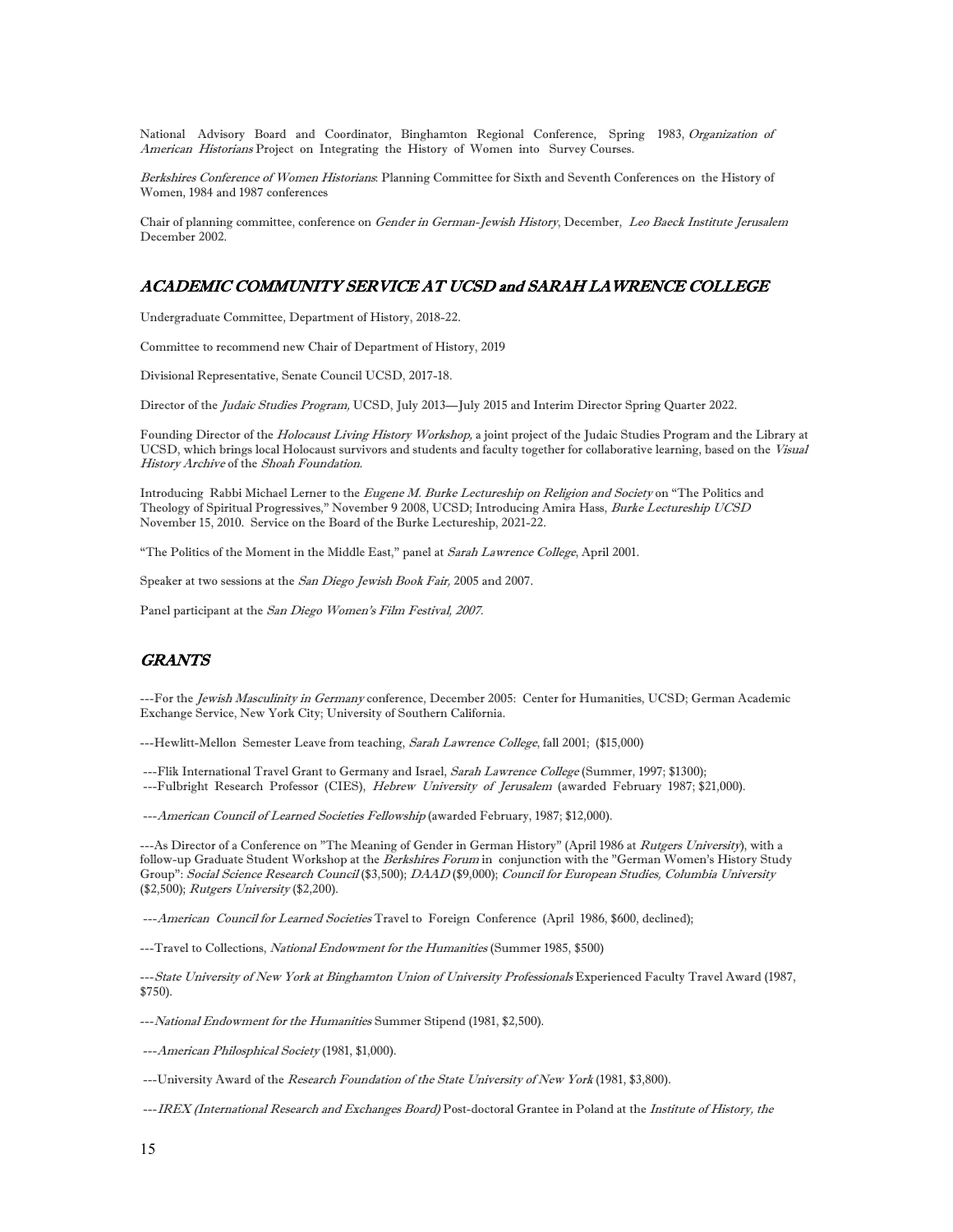National Advisory Board and Coordinator, Binghamton Regional Conference, Spring 1983, *Organization of American Historians* Project on Integrating the History of Women into Survey Courses.

*Berkshires Conference of Women Historians*: Planning Committee for Sixth and Seventh Conferences on the History of Women, 1984 and 1987 conferences

Chair of planning committee, conference on *Gender in German-Jewish History*, December, *Leo Baeck Institute Jerusalem* December 2002.

## ACADEMIC COMMUNITY SERVICE AT UCSD and SARAH LAWRENCE COLLEGE

Undergraduate Committee, Department of History, 2018-22.

Committee to recommend new Chair of Department of History, 2019

Divisional Representative, Senate Council UCSD, 2017-18.

Director of the *Judaic Studies Program,* UCSD, July 2013—July 2015 and Interim Director Spring Quarter 2022.

Founding Director of the *Holocaust Living History Workshop,* a joint project of the Judaic Studies Program and the Library at UCSD, which brings local Holocaust survivors and students and faculty together for collaborative learning, based on the *Visual History Archive* of the *Shoah Foundation*.

Introducing Rabbi Michael Lerner to the *Eugene M. Burke Lectureship on Religion and Society* on "The Politics and Theology of Spiritual Progressives," November 9 2008, UCSD; Introducing Amira Hass, *Burke Lectureship UCSD* November 15, 2010. Service on the Board of the Burke Lectureship, 2021-22.

"The Politics of the Moment in the Middle East," panel at *Sarah Lawrence College*, April 2001.

Speaker at two sessions at the *San Diego Jewish Book Fair,* 2005 and 2007.

Panel participant at the *San Diego Women's Film Festival, 2007.*

## GRANTS

---For the *Jewish Masculinity in Germany* conference, December 2005: Center for Humanities, UCSD; German Academic Exchange Service, New York City; University of Southern California.

---Hewlitt-Mellon Semester Leave from teaching, *Sarah Lawrence College*, fall 2001; ($15,000)

---Flik International Travel Grant to Germany and Israel, *Sarah Lawrence College* (Summer, 1997; $1300);
---Fulbright Research Professor (CIES), *Hebrew University of Jerusalem* (awarded February 1987; $21,000).

---*American Council of Learned Societies Fellowship* (awarded February, 1987; $12,000).

---As Director of a Conference on "The Meaning of Gender in German History" (April 1986 at *Rutgers University*), with a follow-up Graduate Student Workshop at the *Berkshires Forum* in conjunction with the "German Women's History Study Group": *Social Science Research Council* ($3,500); *DAAD* ($9,000); *Council for European Studies, Columbia University* ($2,500); *Rutgers University* ($2,200).

---*American Council for Learned Societies* Travel to Foreign Conference (April 1986, $600, declined);

---Travel to Collections, *National Endowment for the Humanities* (Summer 1985, $500)

---*State University of New York at Binghamton Union of University Professionals* Experienced Faculty Travel Award (1987, $750).

---*National Endowment for the Humanities* Summer Stipend (1981, $2,500).

---*American Philosphical Society* (1981, $1,000).

---University Award of the *Research Foundation of the State University of New York* (1981, $3,800).

---*IREX (International Research and Exchanges Board)* Post-doctoral Grantee in Poland at the *Institute of History, the*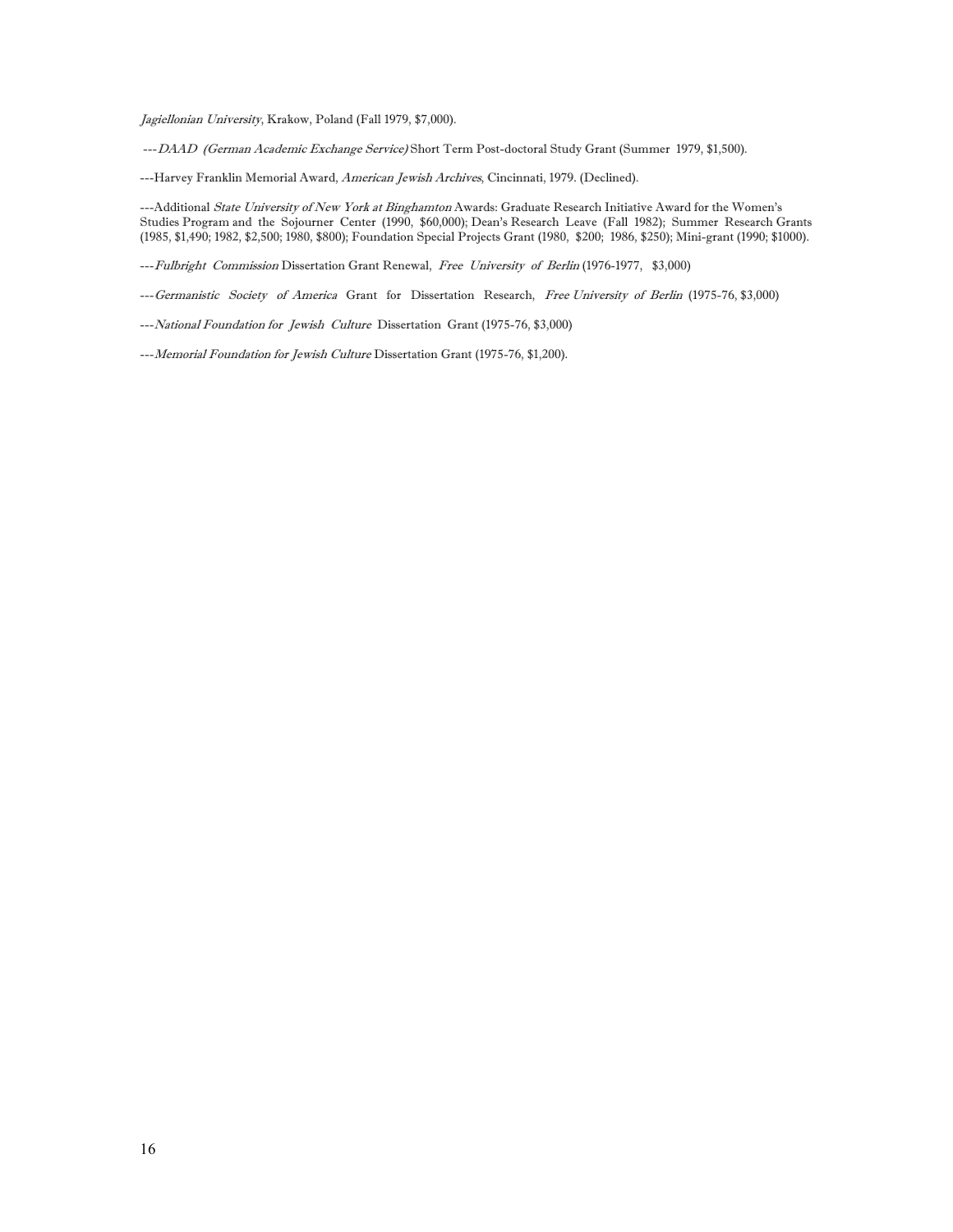*Jagiellonian University*, Krakow, Poland (Fall 1979, $7,000).

---*DAAD (German Academic Exchange Service)* Short Term Post-doctoral Study Grant (Summer 1979, $1,500).

---Harvey Franklin Memorial Award, *American Jewish Archives*, Cincinnati, 1979. (Declined).

---Additional *State University of New York at Binghamton* Awards: Graduate Research Initiative Award for the Women's Studies Program and the Sojourner Center (1990, $60,000); Dean's Research Leave (Fall 1982); Summer Research Grants (1985, $1,490; 1982, $2,500; 1980, $800); Foundation Special Projects Grant (1980, $200; 1986, $250); Mini-grant (1990; $1000).

---*Fulbright Commission* Dissertation Grant Renewal, *Free University of Berlin* (1976-1977, $3,000)

---*Germanistic Society of America* Grant for Dissertation Research, *Free University of Berlin* (1975-76, $3,000)

---*National Foundation for Jewish Culture* Dissertation Grant (1975-76, $3,000)

---*Memorial Foundation for Jewish Culture* Dissertation Grant (1975-76, $1,200).